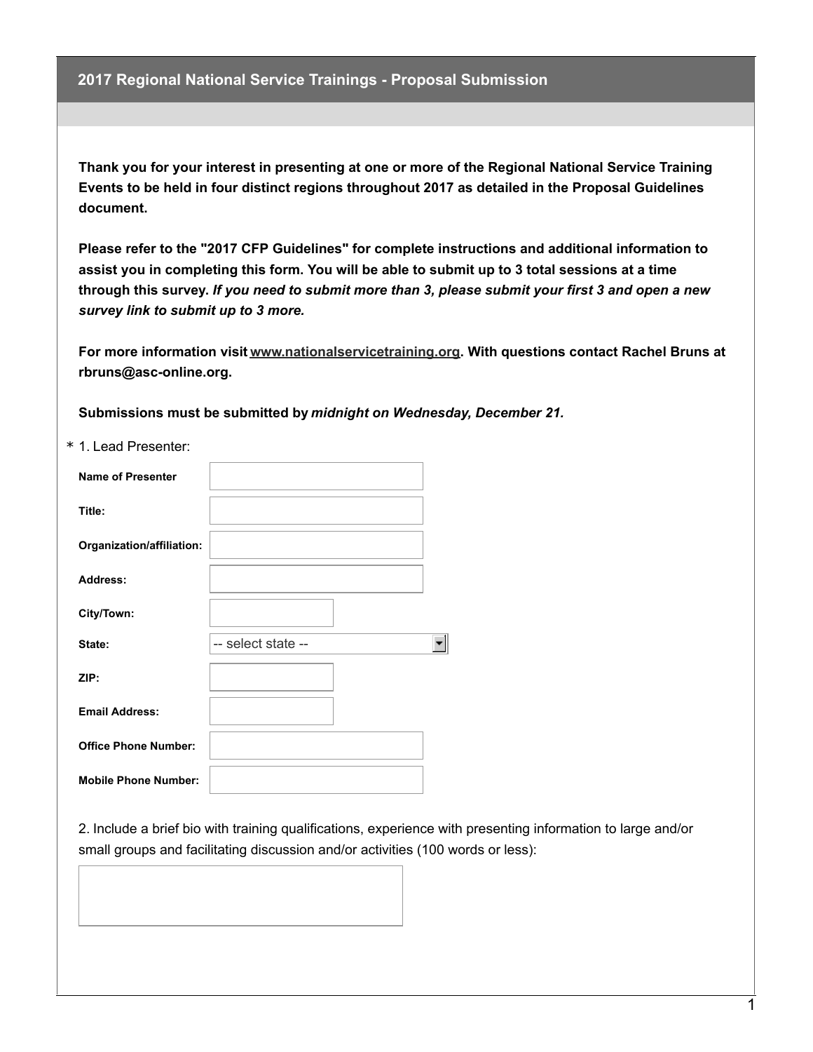## 2017 Regional National Service Trainings - Proposal Submission

**Thank you for your interest in presenting at one or more of the Regional National Service Training Events to be held in four distinct regions throughout 2017 as detailed in the Proposal Guidelines document.**

**Please refer to the "2017 CFP Guidelines" for complete instructions and additional information to assist you in completing this form. You will be able to submit up to 3 total sessions at a time through this survey. *If you need to submit more than 3, please submit your first 3 and open a new survey link to submit up to 3 more.***

**For more information visit www.nationalservicetraining.org. With questions contact Rachel Bruns at rbruns@asc-online.org.**

**Submissions must be submitted by *midnight on Wednesday, December 21.***

\* 1. Lead Presenter:

| | |
|---|---|
| **Name of Presenter** | |
| **Title:** | |
| **Organization/affiliation:** | |
| **Address:** | |
| **City/Town:** | |
| **State:** | -- select state -- |
| **ZIP:** | |
| **Email Address:** | |
| **Office Phone Number:** | |
| **Mobile Phone Number:** | |

2. Include a brief bio with training qualifications, experience with presenting information to large and/or small groups and facilitating discussion and/or activities (100 words or less):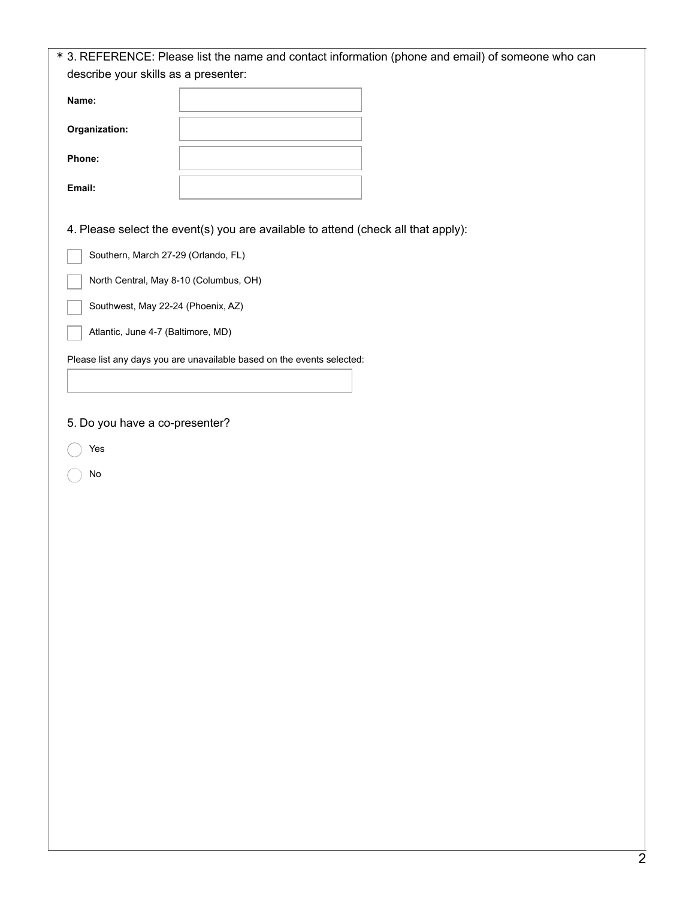\* 3. REFERENCE: Please list the name and contact information (phone and email) of someone who can describe your skills as a presenter:

**Name:** \_\_\_\_\_\_\_\_\_\_\_\_\_\_\_\_

**Organization:** \_\_\_\_\_\_\_\_\_\_\_\_\_\_\_\_

**Phone:** \_\_\_\_\_\_\_\_\_\_\_\_\_\_\_\_

**Email:** \_\_\_\_\_\_\_\_\_\_\_\_\_\_\_\_

4. Please select the event(s) you are available to attend (check all that apply):

- [ ] Southern, March 27-29 (Orlando, FL)
- [ ] North Central, May 8-10 (Columbus, OH)
- [ ] Southwest, May 22-24 (Phoenix, AZ)
- [ ] Atlantic, June 4-7 (Baltimore, MD)

Please list any days you are unavailable based on the events selected:

\_\_\_\_\_\_\_\_\_\_\_\_\_\_\_\_

5. Do you have a co-presenter?

- ( ) Yes
- ( ) No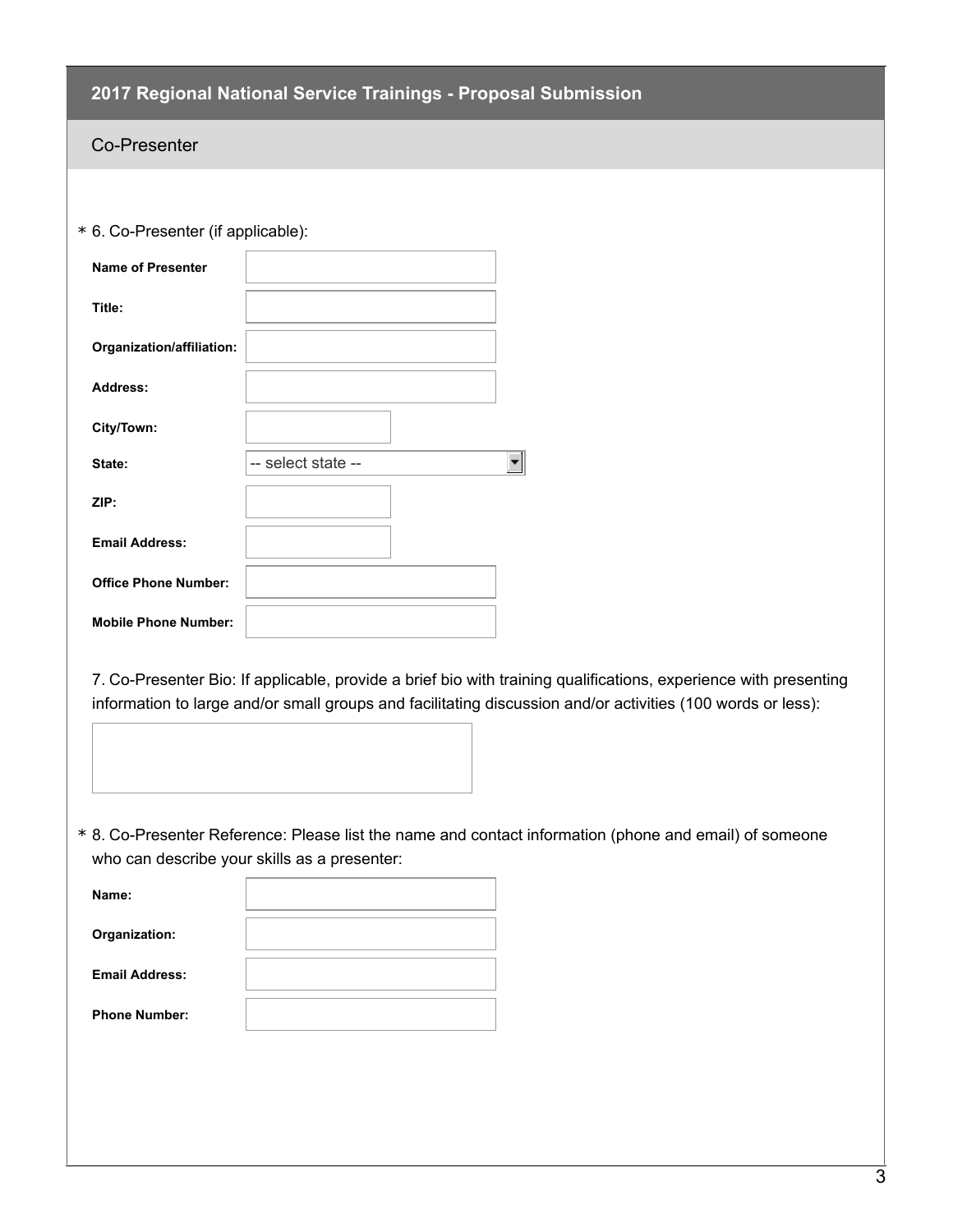## 2017 Regional National Service Trainings - Proposal Submission

### Co-Presenter

\* 6. Co-Presenter (if applicable):

**Name of Presenter**

**Title:**

**Organization/affiliation:**

**Address:**

**City/Town:**

**State:** -- select state --

**ZIP:**

**Email Address:**

**Office Phone Number:**

**Mobile Phone Number:**

7. Co-Presenter Bio: If applicable, provide a brief bio with training qualifications, experience with presenting information to large and/or small groups and facilitating discussion and/or activities (100 words or less):

\* 8. Co-Presenter Reference: Please list the name and contact information (phone and email) of someone who can describe your skills as a presenter:

**Name:**

**Organization:**

**Email Address:**

**Phone Number:**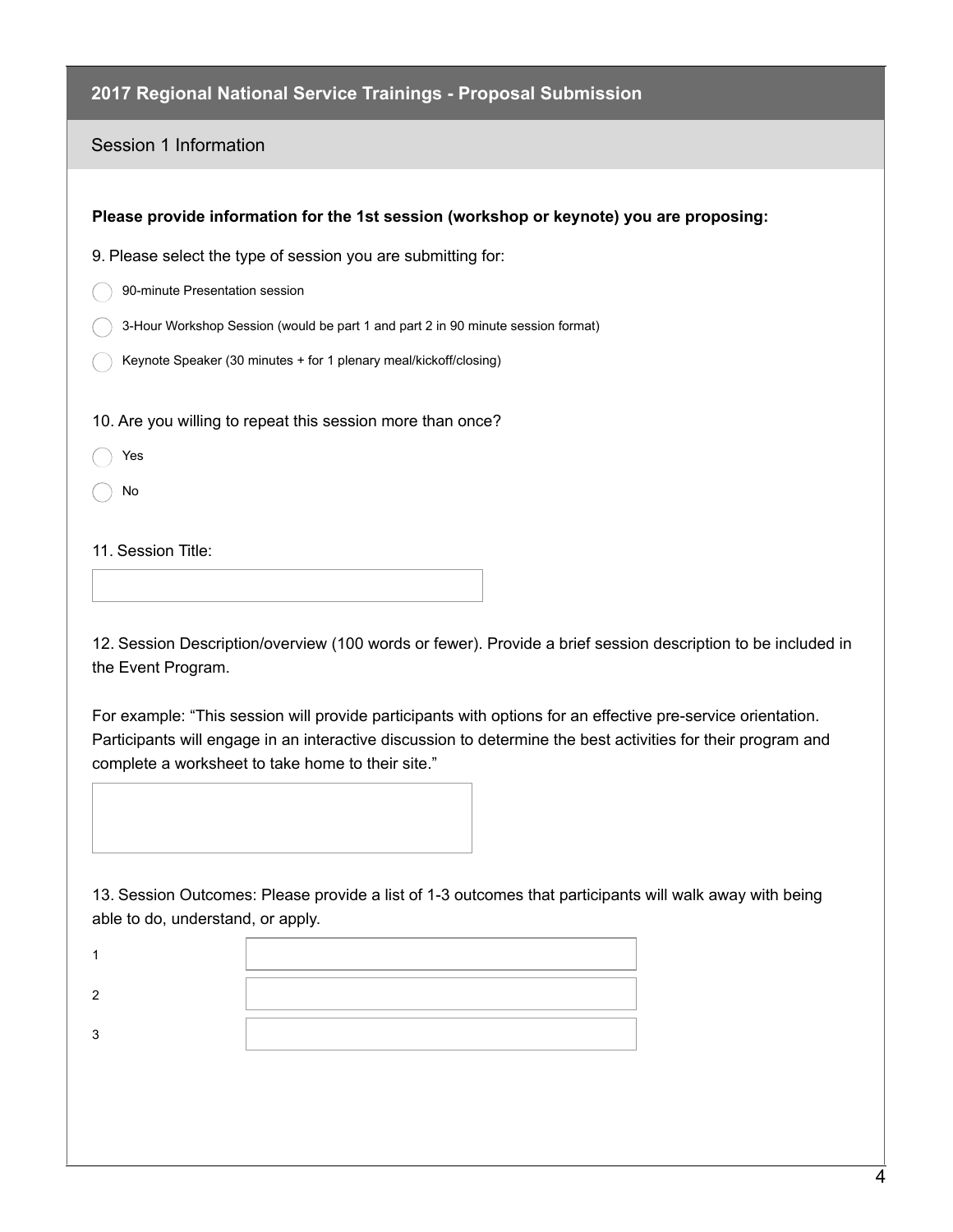## 2017 Regional National Service Trainings - Proposal Submission

### Session 1 Information

**Please provide information for the 1st session (workshop or keynote) you are proposing:**

9. Please select the type of session you are submitting for:

- ◯ 90-minute Presentation session
- ◯ 3-Hour Workshop Session (would be part 1 and part 2 in 90 minute session format)
- ◯ Keynote Speaker (30 minutes + for 1 plenary meal/kickoff/closing)

10. Are you willing to repeat this session more than once?

- ◯ Yes
- ◯ No

11. Session Title:

\_\_\_\_\_\_\_\_\_\_\_\_\_\_\_\_\_\_\_\_

12. Session Description/overview (100 words or fewer). Provide a brief session description to be included in the Event Program.

For example: "This session will provide participants with options for an effective pre-service orientation. Participants will engage in an interactive discussion to determine the best activities for their program and complete a worksheet to take home to their site."

\_\_\_\_\_\_\_\_\_\_\_\_\_\_\_\_\_\_\_\_

13. Session Outcomes: Please provide a list of 1-3 outcomes that participants will walk away with being able to do, understand, or apply.

1 \_\_\_\_\_\_\_\_\_\_\_\_\_\_\_\_\_\_\_\_

2 \_\_\_\_\_\_\_\_\_\_\_\_\_\_\_\_\_\_\_\_

3 \_\_\_\_\_\_\_\_\_\_\_\_\_\_\_\_\_\_\_\_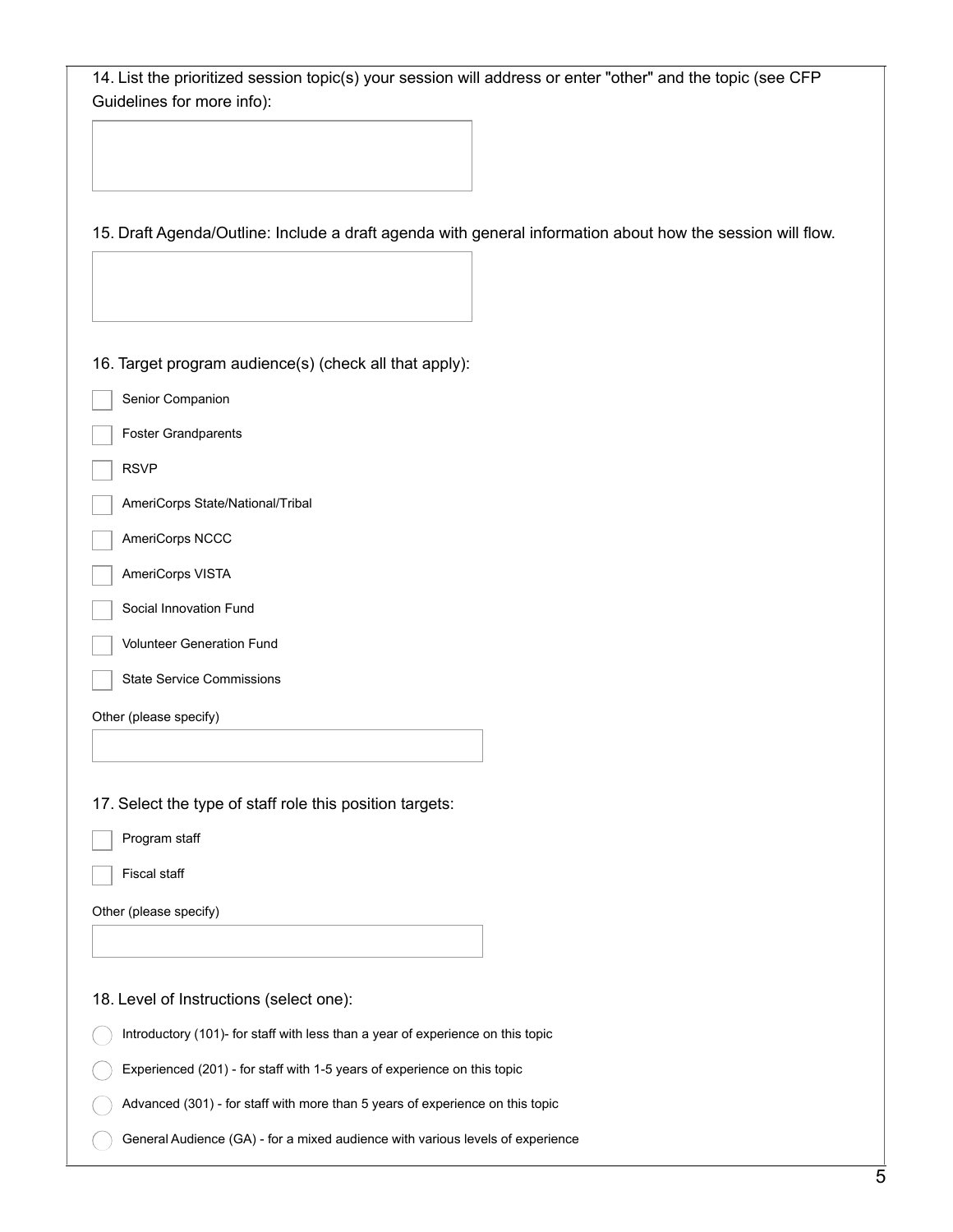14. List the prioritized session topic(s) your session will address or enter "other" and the topic (see CFP Guidelines for more info):

15. Draft Agenda/Outline: Include a draft agenda with general information about how the session will flow.

16. Target program audience(s) (check all that apply):

- ☐ Senior Companion
- ☐ Foster Grandparents
- ☐ RSVP
- ☐ AmeriCorps State/National/Tribal
- ☐ AmeriCorps NCCC
- ☐ AmeriCorps VISTA
- ☐ Social Innovation Fund
- ☐ Volunteer Generation Fund
- ☐ State Service Commissions

Other (please specify)

17. Select the type of staff role this position targets:

- ☐ Program staff
- ☐ Fiscal staff

Other (please specify)

18. Level of Instructions (select one):

- ◯ Introductory (101)- for staff with less than a year of experience on this topic
- ◯ Experienced (201) - for staff with 1-5 years of experience on this topic
- ◯ Advanced (301) - for staff with more than 5 years of experience on this topic
- ◯ General Audience (GA) - for a mixed audience with various levels of experience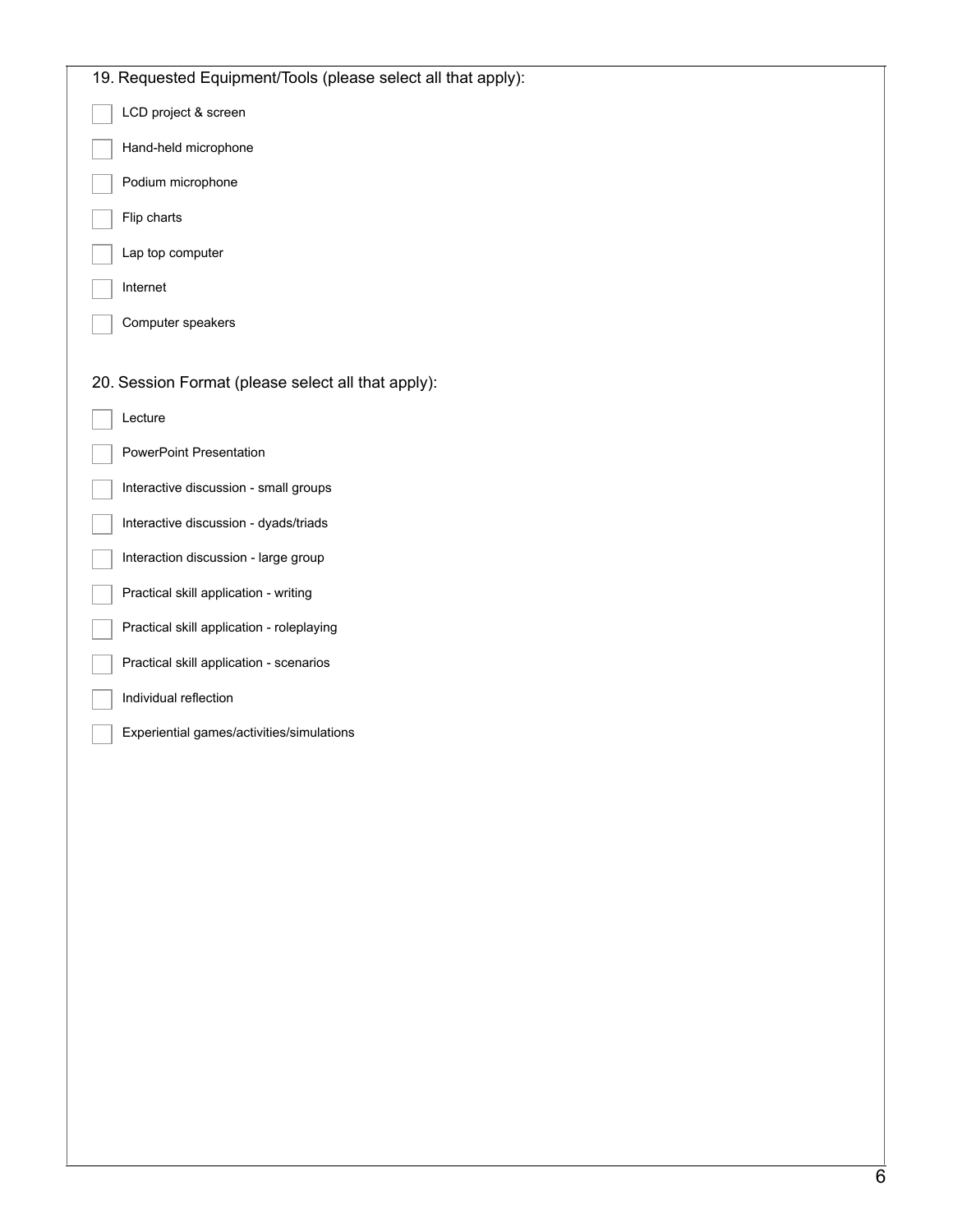19. Requested Equipment/Tools (please select all that apply):

- [ ] LCD project & screen
- [ ] Hand-held microphone
- [ ] Podium microphone
- [ ] Flip charts
- [ ] Lap top computer
- [ ] Internet
- [ ] Computer speakers

20. Session Format (please select all that apply):

- [ ] Lecture
- [ ] PowerPoint Presentation
- [ ] Interactive discussion - small groups
- [ ] Interactive discussion - dyads/triads
- [ ] Interaction discussion - large group
- [ ] Practical skill application - writing
- [ ] Practical skill application - roleplaying
- [ ] Practical skill application - scenarios
- [ ] Individual reflection
- [ ] Experiential games/activities/simulations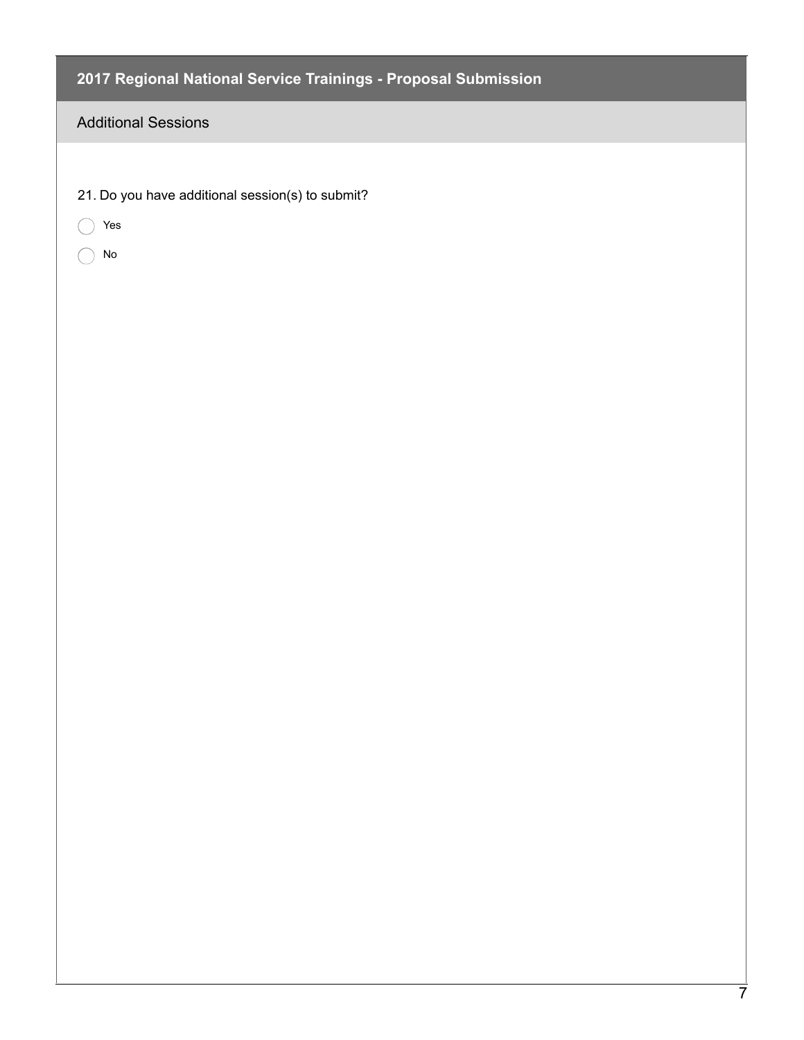## 2017 Regional National Service Trainings - Proposal Submission

### Additional Sessions

21. Do you have additional session(s) to submit?

- ◯ Yes
- ◯ No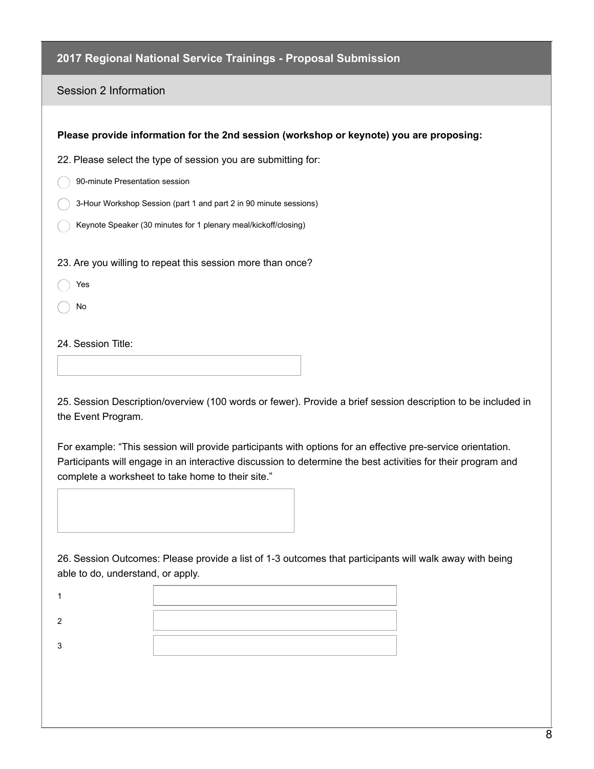## 2017 Regional National Service Trainings - Proposal Submission

### Session 2 Information

**Please provide information for the 2nd session (workshop or keynote) you are proposing:**

22. Please select the type of session you are submitting for:

- ◯ 90-minute Presentation session
- ◯ 3-Hour Workshop Session (part 1 and part 2 in 90 minute sessions)
- ◯ Keynote Speaker (30 minutes for 1 plenary meal/kickoff/closing)

23. Are you willing to repeat this session more than once?

- ◯ Yes
- ◯ No

24. Session Title:

\_\_\_\_\_\_\_\_\_\_\_\_\_\_\_\_\_\_\_\_

25. Session Description/overview (100 words or fewer). Provide a brief session description to be included in the Event Program.

For example: “This session will provide participants with options for an effective pre-service orientation. Participants will engage in an interactive discussion to determine the best activities for their program and complete a worksheet to take home to their site.”

\_\_\_\_\_\_\_\_\_\_\_\_\_\_\_\_\_\_\_\_

26. Session Outcomes: Please provide a list of 1-3 outcomes that participants will walk away with being able to do, understand, or apply.

1. \_\_\_\_\_\_\_\_\_\_\_\_\_\_\_\_\_\_\_\_
2. \_\_\_\_\_\_\_\_\_\_\_\_\_\_\_\_\_\_\_\_
3. \_\_\_\_\_\_\_\_\_\_\_\_\_\_\_\_\_\_\_\_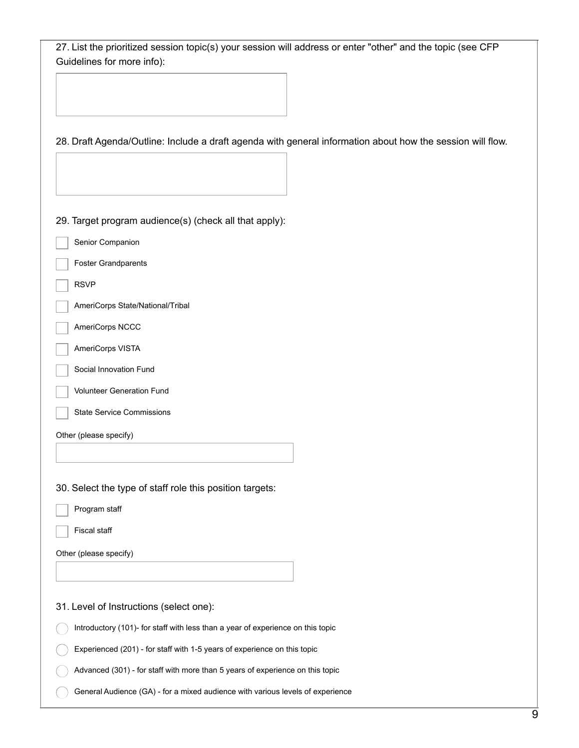27. List the prioritized session topic(s) your session will address or enter "other" and the topic (see CFP Guidelines for more info):

28. Draft Agenda/Outline: Include a draft agenda with general information about how the session will flow.

29. Target program audience(s) (check all that apply):

- [ ] Senior Companion
- [ ] Foster Grandparents
- [ ] RSVP
- [ ] AmeriCorps State/National/Tribal
- [ ] AmeriCorps NCCC
- [ ] AmeriCorps VISTA
- [ ] Social Innovation Fund
- [ ] Volunteer Generation Fund
- [ ] State Service Commissions

Other (please specify)

30. Select the type of staff role this position targets:

- [ ] Program staff
- [ ] Fiscal staff

Other (please specify)

31. Level of Instructions (select one):

- ◯ Introductory (101)- for staff with less than a year of experience on this topic
- ◯ Experienced (201) - for staff with 1-5 years of experience on this topic
- ◯ Advanced (301) - for staff with more than 5 years of experience on this topic
- ◯ General Audience (GA) - for a mixed audience with various levels of experience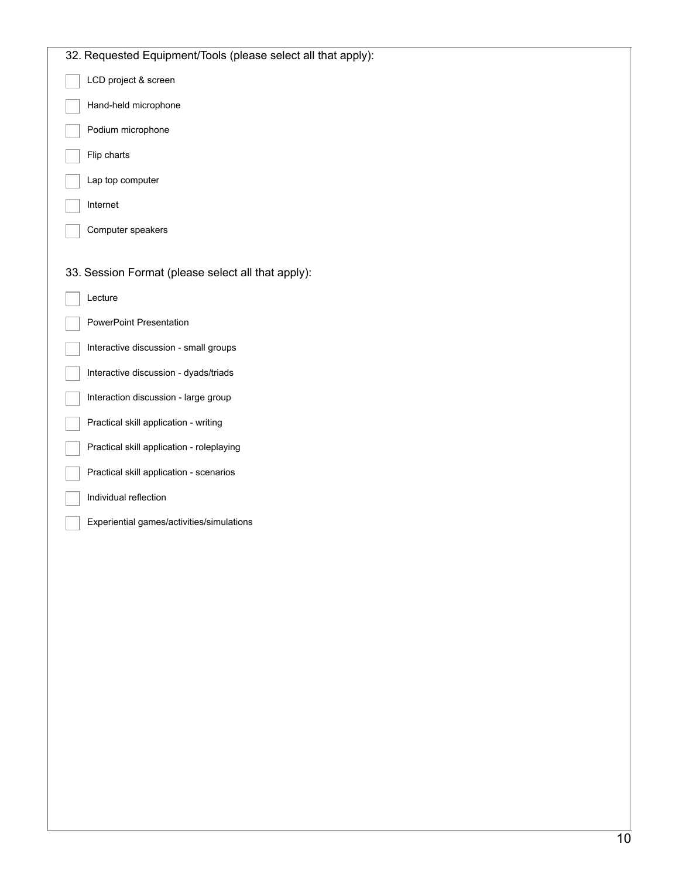32. Requested Equipment/Tools (please select all that apply):

- [ ] LCD project & screen
- [ ] Hand-held microphone
- [ ] Podium microphone
- [ ] Flip charts
- [ ] Lap top computer
- [ ] Internet
- [ ] Computer speakers

33. Session Format (please select all that apply):

- [ ] Lecture
- [ ] PowerPoint Presentation
- [ ] Interactive discussion - small groups
- [ ] Interactive discussion - dyads/triads
- [ ] Interaction discussion - large group
- [ ] Practical skill application - writing
- [ ] Practical skill application - roleplaying
- [ ] Practical skill application - scenarios
- [ ] Individual reflection
- [ ] Experiential games/activities/simulations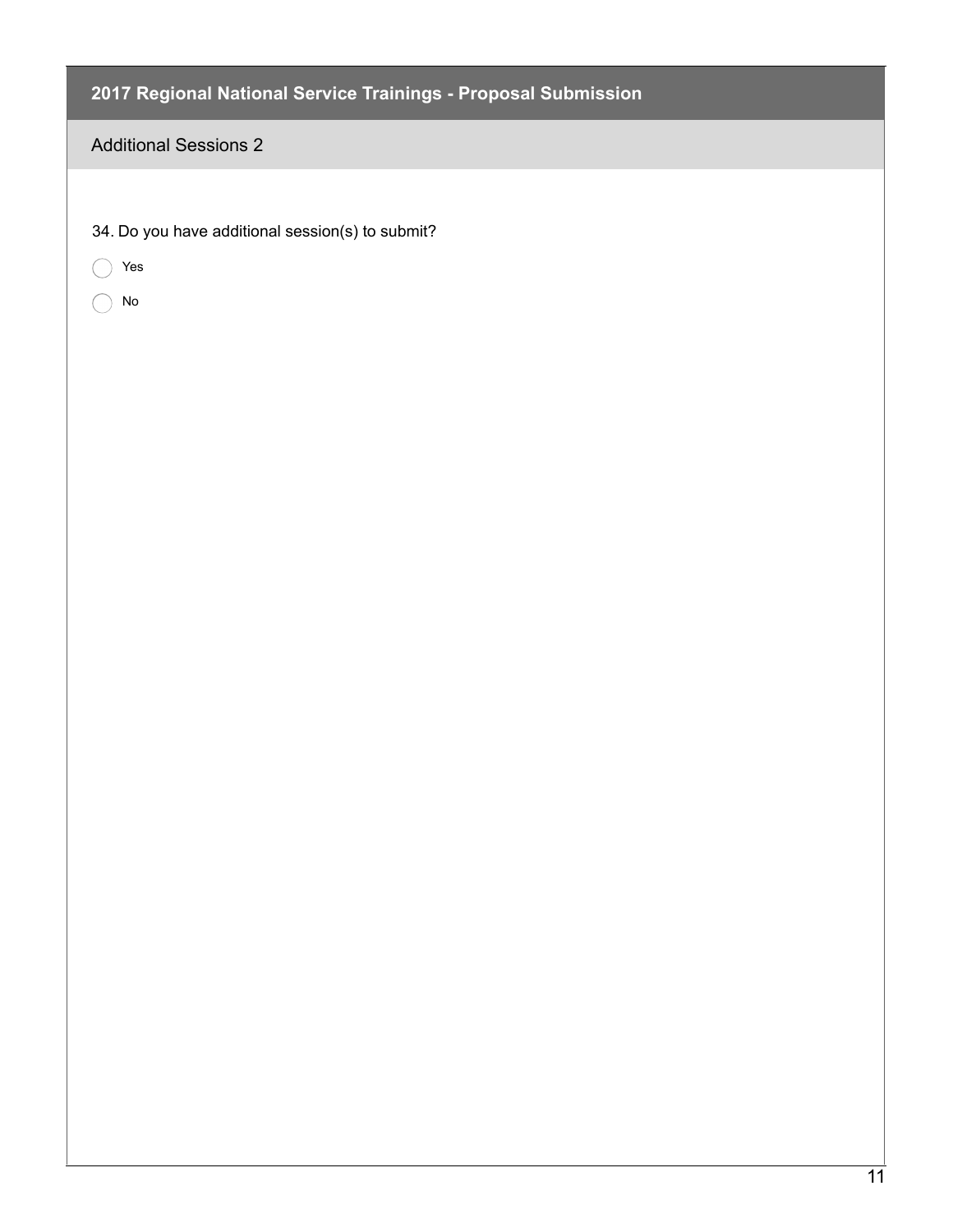## 2017 Regional National Service Trainings - Proposal Submission

### Additional Sessions 2

34. Do you have additional session(s) to submit?

- ◯ Yes
- ◯ No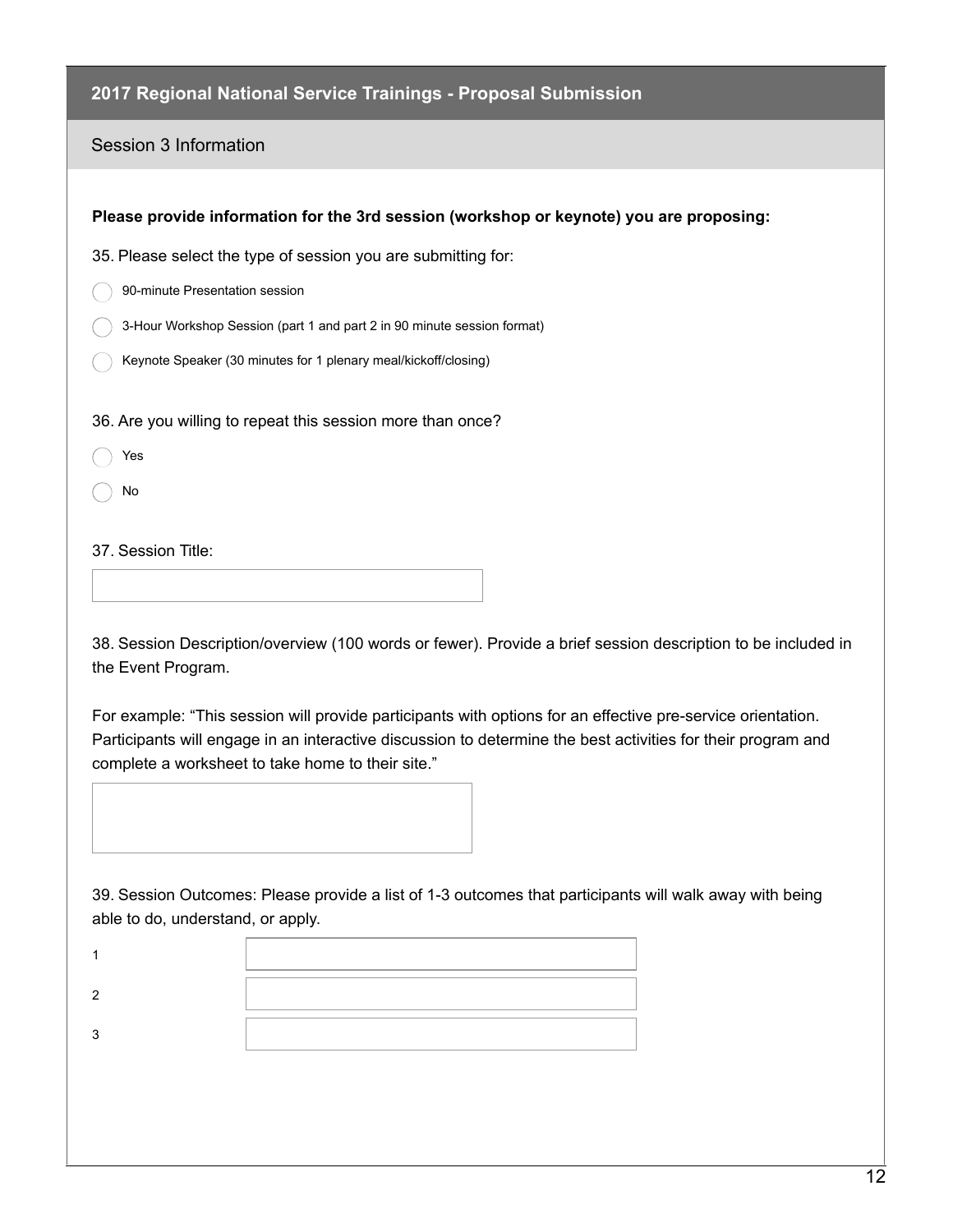## 2017 Regional National Service Trainings - Proposal Submission

### Session 3 Information

**Please provide information for the 3rd session (workshop or keynote) you are proposing:**

35. Please select the type of session you are submitting for:

- ◯ 90-minute Presentation session
- ◯ 3-Hour Workshop Session (part 1 and part 2 in 90 minute session format)
- ◯ Keynote Speaker (30 minutes for 1 plenary meal/kickoff/closing)

36. Are you willing to repeat this session more than once?

- ◯ Yes
- ◯ No

37. Session Title:

38. Session Description/overview (100 words or fewer). Provide a brief session description to be included in the Event Program.

For example: “This session will provide participants with options for an effective pre-service orientation. Participants will engage in an interactive discussion to determine the best activities for their program and complete a worksheet to take home to their site.”

39. Session Outcomes: Please provide a list of 1-3 outcomes that participants will walk away with being able to do, understand, or apply.

1

2

3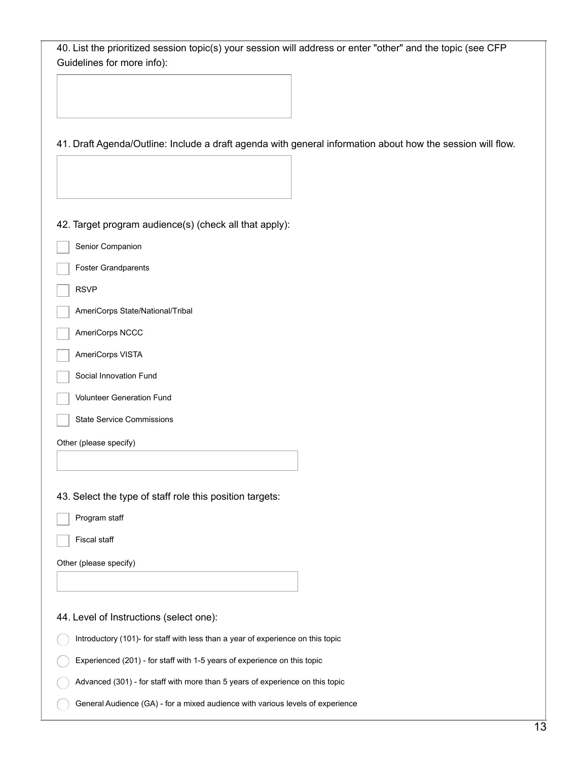40. List the prioritized session topic(s) your session will address or enter "other" and the topic (see CFP Guidelines for more info):

41. Draft Agenda/Outline: Include a draft agenda with general information about how the session will flow.

42. Target program audience(s) (check all that apply):

- [ ] Senior Companion
- [ ] Foster Grandparents
- [ ] RSVP
- [ ] AmeriCorps State/National/Tribal
- [ ] AmeriCorps NCCC
- [ ] AmeriCorps VISTA
- [ ] Social Innovation Fund
- [ ] Volunteer Generation Fund
- [ ] State Service Commissions

Other (please specify)

43. Select the type of staff role this position targets:

- [ ] Program staff
- [ ] Fiscal staff

Other (please specify)

44. Level of Instructions (select one):

- ○ Introductory (101)- for staff with less than a year of experience on this topic
- ○ Experienced (201) - for staff with 1-5 years of experience on this topic
- ○ Advanced (301) - for staff with more than 5 years of experience on this topic
- ○ General Audience (GA) - for a mixed audience with various levels of experience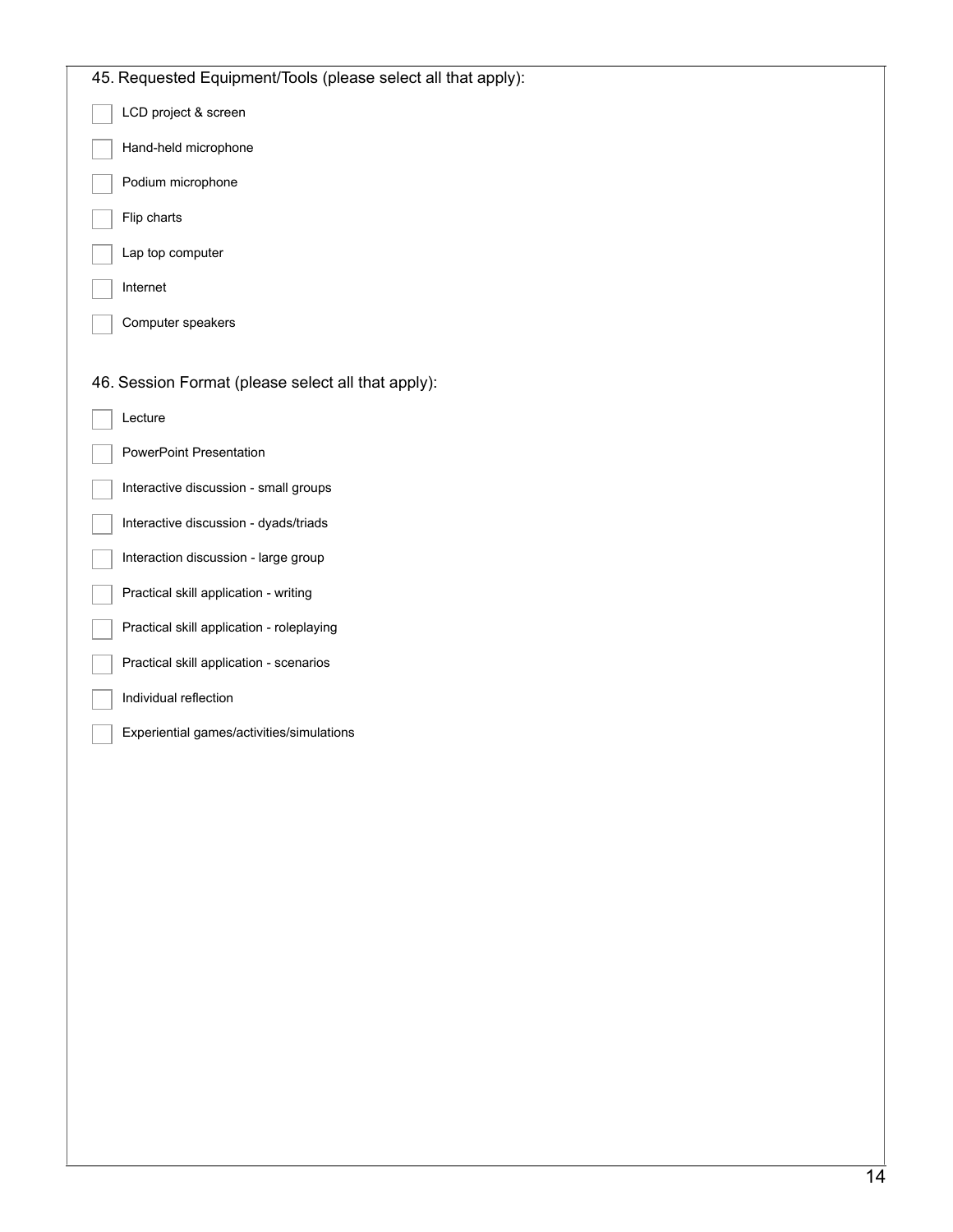45. Requested Equipment/Tools (please select all that apply):

- [ ] LCD project & screen
- [ ] Hand-held microphone
- [ ] Podium microphone
- [ ] Flip charts
- [ ] Lap top computer
- [ ] Internet
- [ ] Computer speakers

46. Session Format (please select all that apply):

- [ ] Lecture
- [ ] PowerPoint Presentation
- [ ] Interactive discussion - small groups
- [ ] Interactive discussion - dyads/triads
- [ ] Interaction discussion - large group
- [ ] Practical skill application - writing
- [ ] Practical skill application - roleplaying
- [ ] Practical skill application - scenarios
- [ ] Individual reflection
- [ ] Experiential games/activities/simulations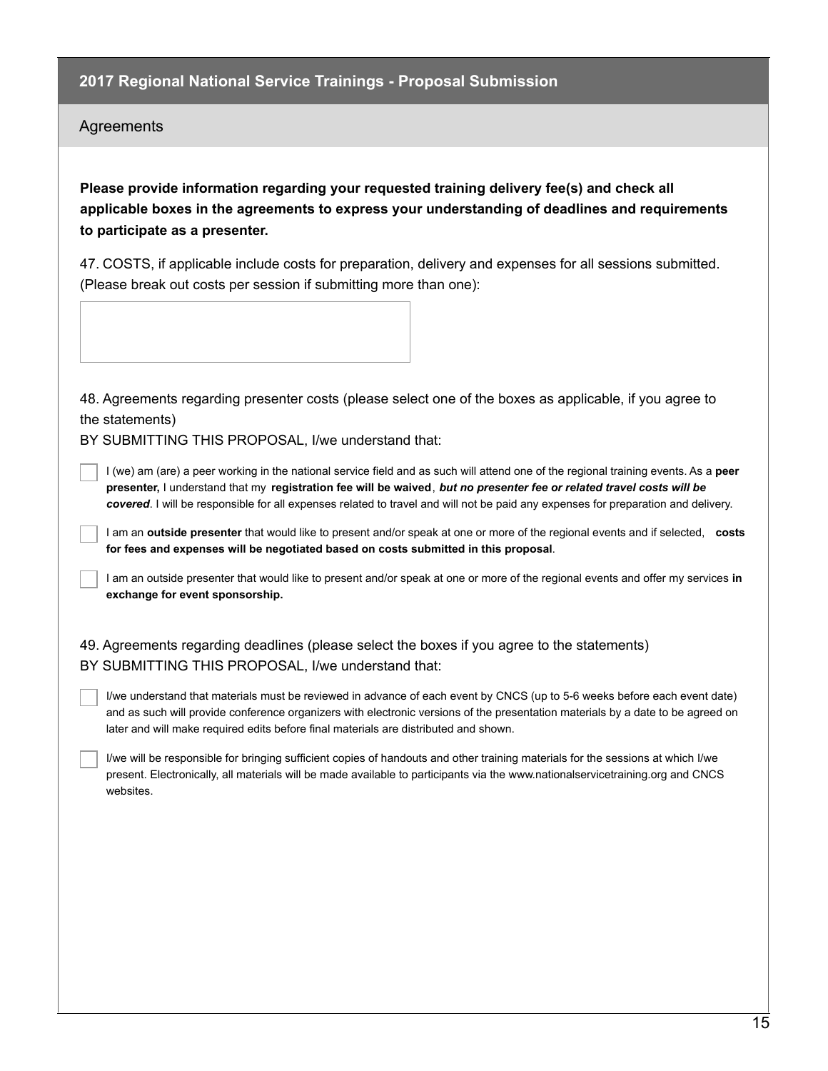## 2017 Regional National Service Trainings - Proposal Submission

### Agreements

**Please provide information regarding your requested training delivery fee(s) and check all applicable boxes in the agreements to express your understanding of deadlines and requirements to participate as a presenter.**

47. COSTS, if applicable include costs for preparation, delivery and expenses for all sessions submitted. (Please break out costs per session if submitting more than one):

48. Agreements regarding presenter costs (please select one of the boxes as applicable, if you agree to the statements)
BY SUBMITTING THIS PROPOSAL, I/we understand that:

- [ ] I (we) am (are) a peer working in the national service field and as such will attend one of the regional training events. As a **peer presenter,** I understand that my **registration fee will be waived**, ***but no presenter fee or related travel costs will be covered***. I will be responsible for all expenses related to travel and will not be paid any expenses for preparation and delivery.
- [ ] I am an **outside presenter** that would like to present and/or speak at one or more of the regional events and if selected, **costs for fees and expenses will be negotiated based on costs submitted in this proposal**.
- [ ] I am an outside presenter that would like to present and/or speak at one or more of the regional events and offer my services **in exchange for event sponsorship.**

49. Agreements regarding deadlines (please select the boxes if you agree to the statements)
BY SUBMITTING THIS PROPOSAL, I/we understand that:

- [ ] I/we understand that materials must be reviewed in advance of each event by CNCS (up to 5-6 weeks before each event date) and as such will provide conference organizers with electronic versions of the presentation materials by a date to be agreed on later and will make required edits before final materials are distributed and shown.
- [ ] I/we will be responsible for bringing sufficient copies of handouts and other training materials for the sessions at which I/we present. Electronically, all materials will be made available to participants via the www.nationalservicetraining.org and CNCS websites.